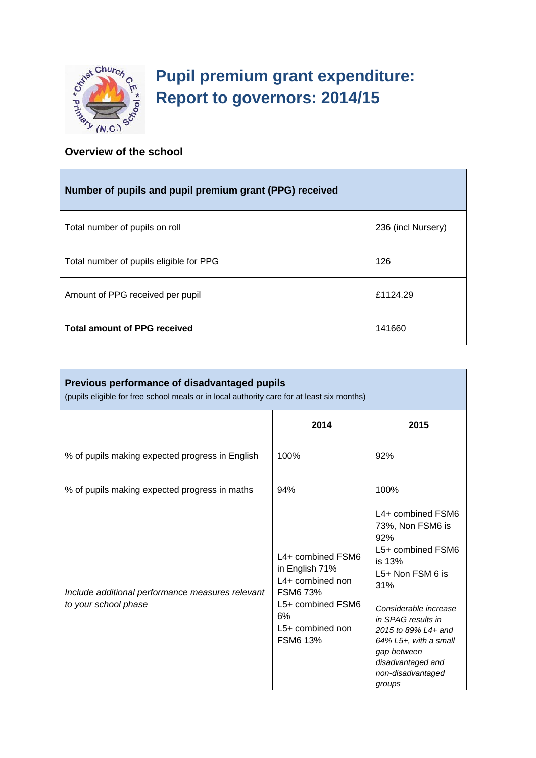# Pupil premium grant expenditure: Report to governors: 2014/15

## Overview of the school

| Number of pupils and pupil premium grant (PPG) received | |
|---|---|
| Total number of pupils on roll | 236 (incl Nursery) |
| Total number of pupils eligible for PPG | 126 |
| Amount of PPG received per pupil | £1124.29 |
| **Total amount of PPG received** | 141660 |

| **Previous performance of disadvantaged pupils** (pupils eligible for free school meals or in local authority care for at least six months) | | |
|---|---|---|
| | **2014** | **2015** |
| % of pupils making expected progress in English | 100% | 92% |
| % of pupils making expected progress in maths | 94% | 100% |
| *Include additional performance measures relevant to your school phase* | L4+ combined FSM6 in English 71%<br>L4+ combined non FSM6 73%<br>L5+ combined FSM6 6%<br>L5+ combined non FSM6 13% | L4+ combined FSM6 73%, Non FSM6 is 92%<br>L5+ combined FSM6 is 13%<br>L5+ Non FSM 6 is 31%<br><br>*Considerable increase in SPAG results in 2015 to 89% L4+ and 64% L5+, with a small gap between disadvantaged and non-disadvantaged groups* |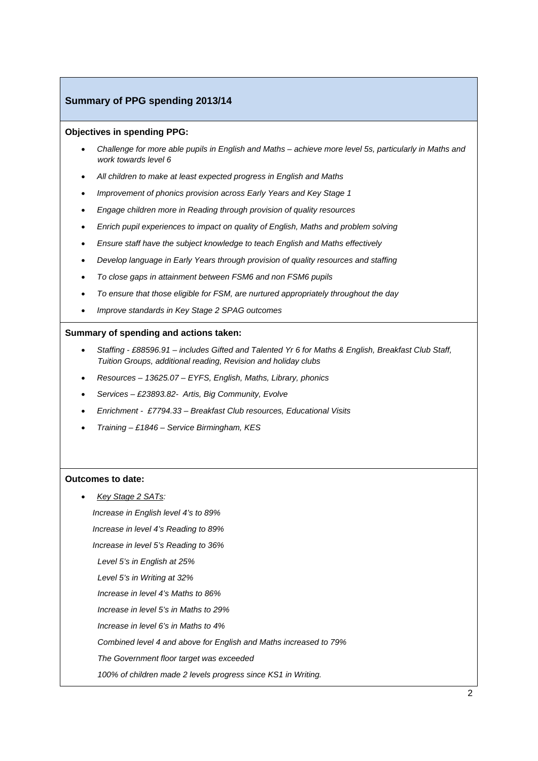## Summary of PPG spending 2013/14

**Objectives in spending PPG:**

- *Challenge for more able pupils in English and Maths – achieve more level 5s, particularly in Maths and work towards level 6*
- *All children to make at least expected progress in English and Maths*
- *Improvement of phonics provision across Early Years and Key Stage 1*
- *Engage children more in Reading through provision of quality resources*
- *Enrich pupil experiences to impact on quality of English, Maths and problem solving*
- *Ensure staff have the subject knowledge to teach English and Maths effectively*
- *Develop language in Early Years through provision of quality resources and staffing*
- *To close gaps in attainment between FSM6 and non FSM6 pupils*
- *To ensure that those eligible for FSM, are nurtured appropriately throughout the day*
- *Improve standards in Key Stage 2 SPAG outcomes*

**Summary of spending and actions taken:**

- *Staffing - £88596.91 – includes Gifted and Talented Yr 6 for Maths & English, Breakfast Club Staff, Tuition Groups, additional reading, Revision and holiday clubs*
- *Resources – 13625.07 – EYFS, English, Maths, Library, phonics*
- *Services – £23893.82- Artis, Big Community, Evolve*
- *Enrichment - £7794.33 – Breakfast Club resources, Educational Visits*
- *Training – £1846 – Service Birmingham, KES*

**Outcomes to date:**

- *Key Stage 2 SATs:*

  *Increase in English level 4's to 89%*

  *Increase in level 4's Reading to 89%*

  *Increase in level 5's Reading to 36%*

  *Level 5's in English at 25%*

  *Level 5's in Writing at 32%*

  *Increase in level 4's Maths to 86%*

  *Increase in level 5's in Maths to 29%*

  *Increase in level 6's in Maths to 4%*

  *Combined level 4 and above for English and Maths increased to 79%*

  *The Government floor target was exceeded*

  *100% of children made 2 levels progress since KS1 in Writing.*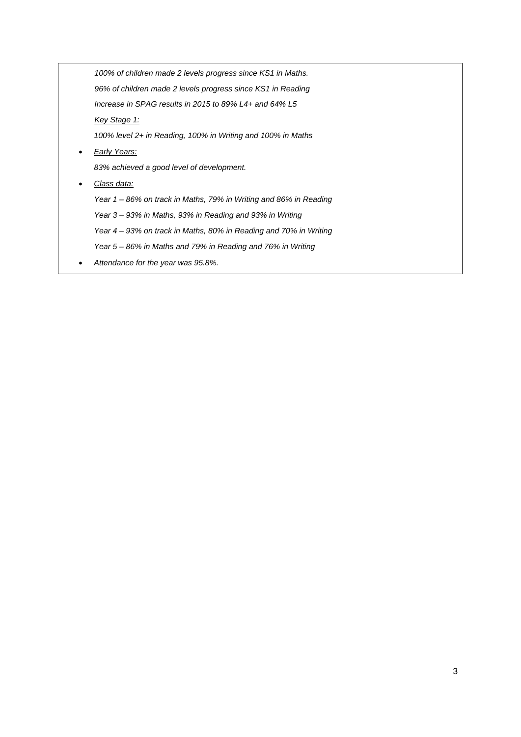*100% of children made 2 levels progress since KS1 in Maths.*

*96% of children made 2 levels progress since KS1 in Reading*

*Increase in SPAG results in 2015 to 89% L4+ and 64% L5*

*Key Stage 1:*

*100% level 2+ in Reading, 100% in Writing and 100% in Maths*

- *Early Years:*

  *83% achieved a good level of development.*

- *Class data:*

  *Year 1 – 86% on track in Maths, 79% in Writing and 86% in Reading*

  *Year 3 – 93% in Maths, 93% in Reading and 93% in Writing*

  *Year 4 – 93% on track in Maths, 80% in Reading and 70% in Writing*

  *Year 5 – 86% in Maths and 79% in Reading and 76% in Writing*

- *Attendance for the year was 95.8%.*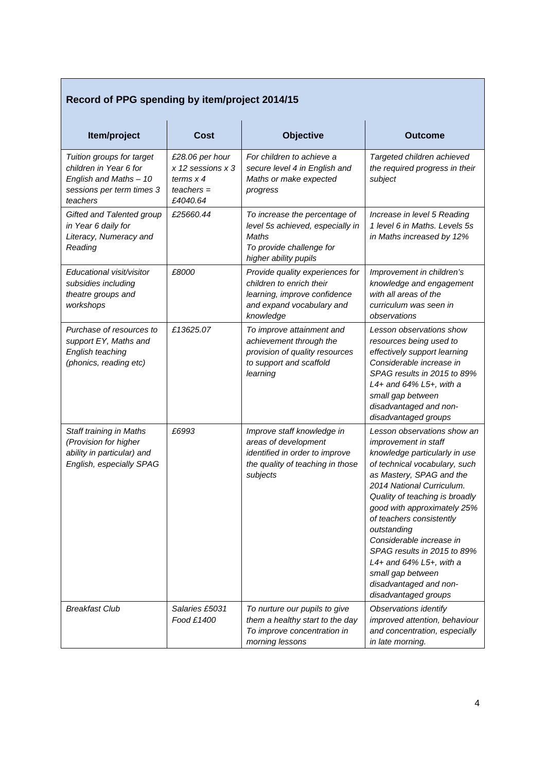## Record of PPG spending by item/project 2014/15

| Item/project | Cost | Objective | Outcome |
|---|---|---|---|
| *Tuition groups for target children in Year 6 for English and Maths – 10 sessions per term times 3 teachers* | *£28.06 per hour x 12 sessions x 3 terms x 4 teachers = £4040.64* | *For children to achieve a secure level 4 in English and Maths or make expected progress* | *Targeted children achieved the required progress in their subject* |
| *Gifted and Talented group in Year 6 daily for Literacy, Numeracy and Reading* | *£25660.44* | *To increase the percentage of level 5s achieved, especially in Maths*<br>*To provide challenge for higher ability pupils* | *Increase in level 5 Reading 1 level 6 in Maths. Levels 5s in Maths increased by 12%* |
| *Educational visit/visitor subsidies including theatre groups and workshops* | *£8000* | *Provide quality experiences for children to enrich their learning, improve confidence and expand vocabulary and knowledge* | *Improvement in children's knowledge and engagement with all areas of the curriculum was seen in observations* |
| *Purchase of resources to support EY, Maths and English teaching (phonics, reading etc)* | *£13625.07* | *To improve attainment and achievement through the provision of quality resources to support and scaffold learning* | *Lesson observations show resources being used to effectively support learning*<br>*Considerable increase in SPAG results in 2015 to 89% L4+ and 64% L5+, with a small gap between disadvantaged and non-disadvantaged groups* |
| *Staff training in Maths (Provision for higher ability in particular) and English, especially SPAG* | *£6993* | *Improve staff knowledge in areas of development identified in order to improve the quality of teaching in those subjects* | *Lesson observations show an improvement in staff knowledge particularly in use of technical vocabulary, such as Mastery, SPAG and the 2014 National Curriculum. Quality of teaching is broadly good with approximately 25% of teachers consistently outstanding*<br>*Considerable increase in SPAG results in 2015 to 89% L4+ and 64% L5+, with a small gap between disadvantaged and non-disadvantaged groups* |
| *Breakfast Club* | *Salaries £5031*<br>*Food £1400* | *To nurture our pupils to give them a healthy start to the day*<br>*To improve concentration in morning lessons* | *Observations identify improved attention, behaviour and concentration, especially in late morning.* |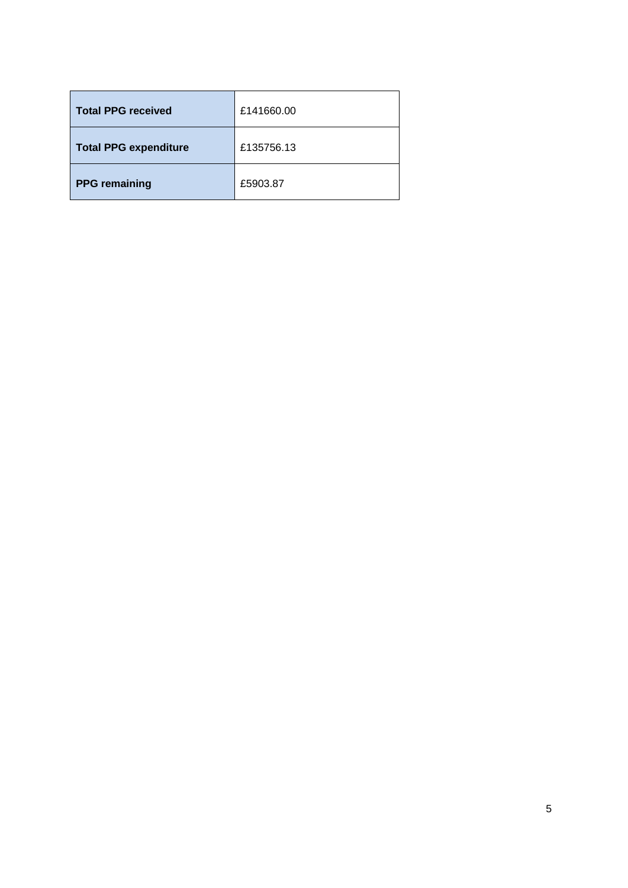| | |
|---|---|
| **Total PPG received** | £141660.00 |
| **Total PPG expenditure** | £135756.13 |
| **PPG remaining** | £5903.87 |